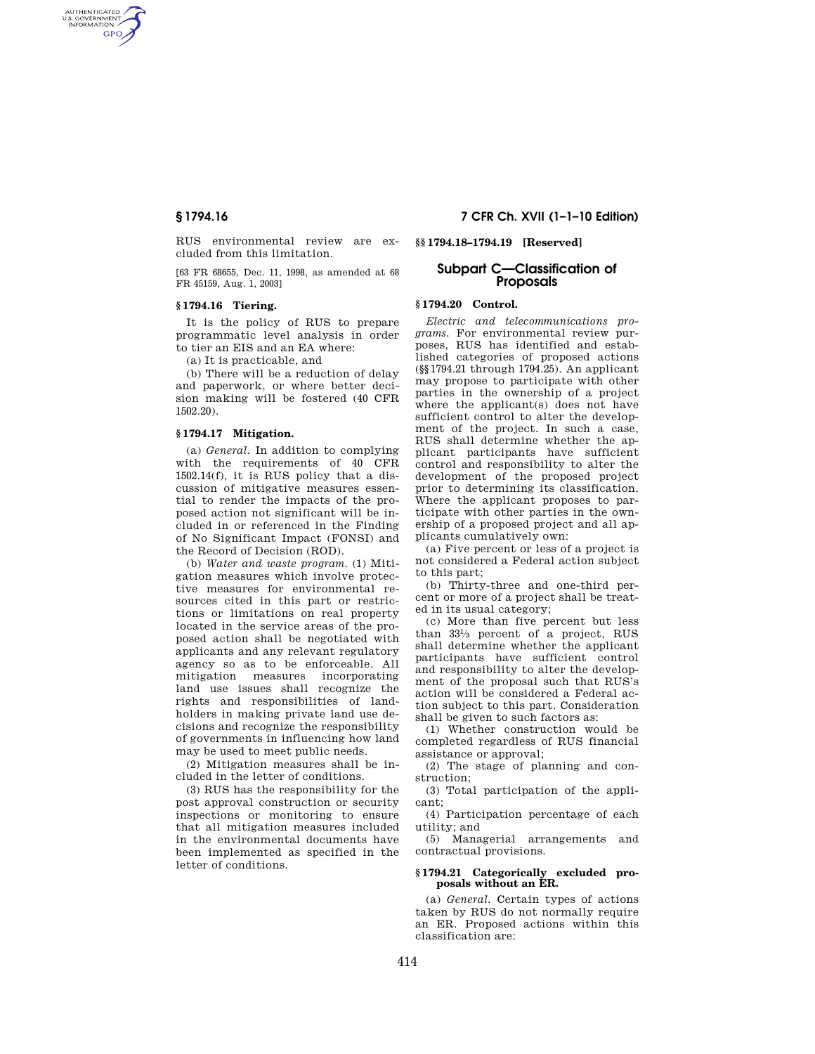RUS environmental review are excluded from this limitation.

[63 FR 68655, Dec. 11, 1998, as amended at 68 FR 45159, Aug. 1, 2003]

### § 1794.16 Tiering.

It is the policy of RUS to prepare programmatic level analysis in order to tier an EIS and an EA where:

(a) It is practicable, and

(b) There will be a reduction of delay and paperwork, or where better decision making will be fostered (40 CFR 1502.20).

### § 1794.17 Mitigation.

(a) *General.* In addition to complying with the requirements of 40 CFR 1502.14(f), it is RUS policy that a discussion of mitigative measures essential to render the impacts of the proposed action not significant will be included in or referenced in the Finding of No Significant Impact (FONSI) and the Record of Decision (ROD).

(b) *Water and waste program.* (1) Mitigation measures which involve protective measures for environmental resources cited in this part or restrictions or limitations on real property located in the service areas of the proposed action shall be negotiated with applicants and any relevant regulatory agency so as to be enforceable. All mitigation measures incorporating land use issues shall recognize the rights and responsibilities of landholders in making private land use decisions and recognize the responsibility of governments in influencing how land may be used to meet public needs.

(2) Mitigation measures shall be included in the letter of conditions.

(3) RUS has the responsibility for the post approval construction or security inspections or monitoring to ensure that all mitigation measures included in the environmental documents have been implemented as specified in the letter of conditions.

### §§ 1794.18–1794.19 [Reserved]

## Subpart C—Classification of Proposals

### § 1794.20 Control.

*Electric and telecommunications programs.* For environmental review purposes, RUS has identified and established categories of proposed actions (§§ 1794.21 through 1794.25). An applicant may propose to participate with other parties in the ownership of a project where the applicant(s) does not have sufficient control to alter the development of the project. In such a case, RUS shall determine whether the applicant participants have sufficient control and responsibility to alter the development of the proposed project prior to determining its classification. Where the applicant proposes to participate with other parties in the ownership of a proposed project and all applicants cumulatively own:

(a) Five percent or less of a project is not considered a Federal action subject to this part;

(b) Thirty-three and one-third percent or more of a project shall be treated in its usual category;

(c) More than five percent but less than 33⅓ percent of a project, RUS shall determine whether the applicant participants have sufficient control and responsibility to alter the development of the proposal such that RUS's action will be considered a Federal action subject to this part. Consideration shall be given to such factors as:

(1) Whether construction would be completed regardless of RUS financial assistance or approval;

(2) The stage of planning and construction;

(3) Total participation of the applicant;

(4) Participation percentage of each utility; and

(5) Managerial arrangements and contractual provisions.

### § 1794.21 Categorically excluded proposals without an ER.

(a) *General.* Certain types of actions taken by RUS do not normally require an ER. Proposed actions within this classification are: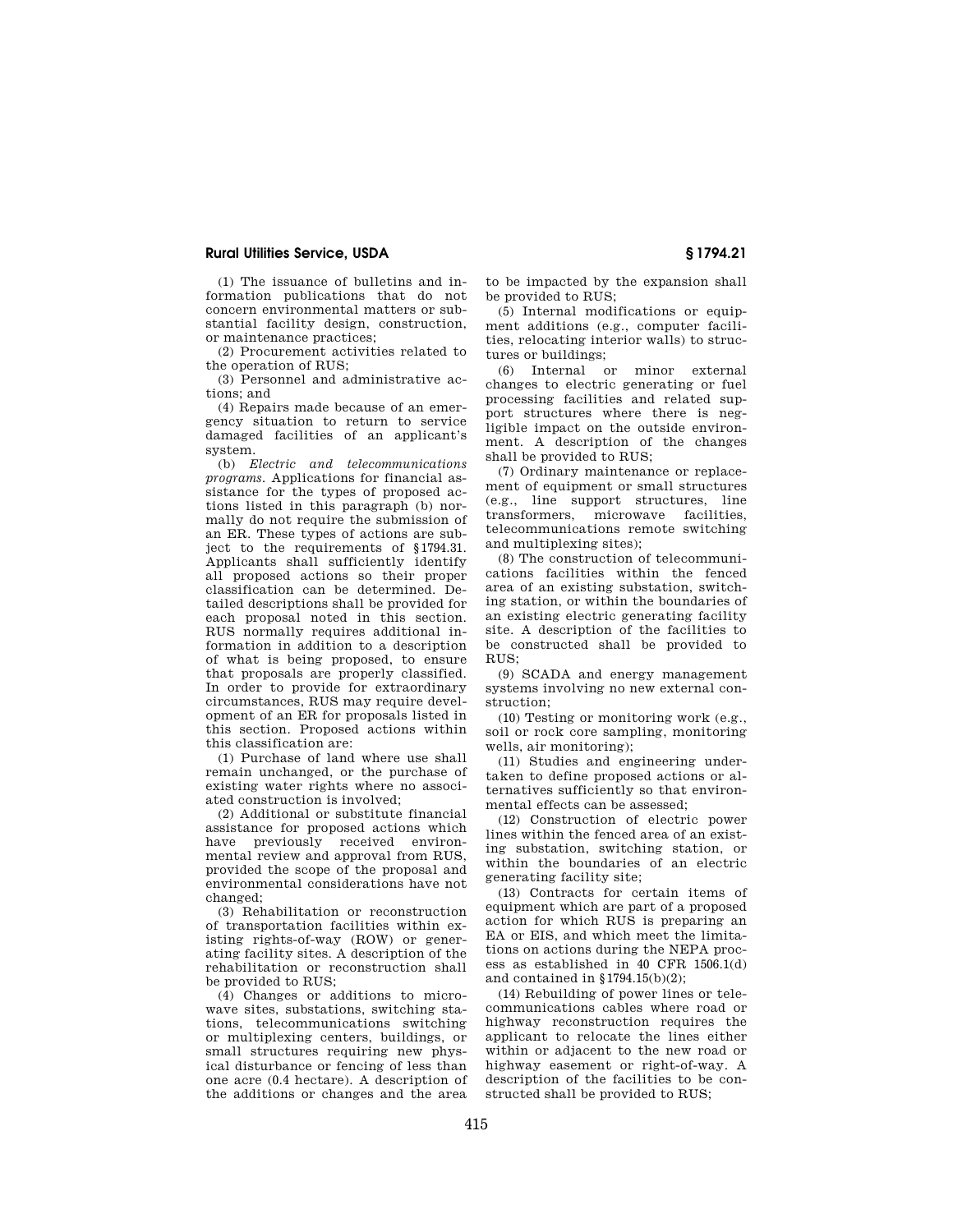(1) The issuance of bulletins and information publications that do not concern environmental matters or substantial facility design, construction, or maintenance practices;

(2) Procurement activities related to the operation of RUS;

(3) Personnel and administrative actions; and

(4) Repairs made because of an emergency situation to return to service damaged facilities of an applicant's system.

(b) *Electric and telecommunications programs.* Applications for financial assistance for the types of proposed actions listed in this paragraph (b) normally do not require the submission of an ER. These types of actions are subject to the requirements of §1794.31. Applicants shall sufficiently identify all proposed actions so their proper classification can be determined. Detailed descriptions shall be provided for each proposal noted in this section. RUS normally requires additional information in addition to a description of what is being proposed, to ensure that proposals are properly classified. In order to provide for extraordinary circumstances, RUS may require development of an ER for proposals listed in this section. Proposed actions within this classification are:

(1) Purchase of land where use shall remain unchanged, or the purchase of existing water rights where no associated construction is involved;

(2) Additional or substitute financial assistance for proposed actions which have previously received environmental review and approval from RUS, provided the scope of the proposal and environmental considerations have not changed;

(3) Rehabilitation or reconstruction of transportation facilities within existing rights-of-way (ROW) or generating facility sites. A description of the rehabilitation or reconstruction shall be provided to RUS;

(4) Changes or additions to microwave sites, substations, switching stations, telecommunications switching or multiplexing centers, buildings, or small structures requiring new physical disturbance or fencing of less than one acre (0.4 hectare). A description of the additions or changes and the area to be impacted by the expansion shall be provided to RUS;

(5) Internal modifications or equipment additions (e.g., computer facilities, relocating interior walls) to structures or buildings;

(6) Internal or minor external changes to electric generating or fuel processing facilities and related support structures where there is negligible impact on the outside environment. A description of the changes shall be provided to RUS;

(7) Ordinary maintenance or replacement of equipment or small structures (e.g., line support structures, line transformers, microwave facilities, telecommunications remote switching and multiplexing sites);

(8) The construction of telecommunications facilities within the fenced area of an existing substation, switching station, or within the boundaries of an existing electric generating facility site. A description of the facilities to be constructed shall be provided to RUS;

(9) SCADA and energy management systems involving no new external construction;

(10) Testing or monitoring work (e.g., soil or rock core sampling, monitoring wells, air monitoring);

(11) Studies and engineering undertaken to define proposed actions or alternatives sufficiently so that environmental effects can be assessed;

(12) Construction of electric power lines within the fenced area of an existing substation, switching station, or within the boundaries of an electric generating facility site;

(13) Contracts for certain items of equipment which are part of a proposed action for which RUS is preparing an EA or EIS, and which meet the limitations on actions during the NEPA process as established in 40 CFR 1506.1(d) and contained in §1794.15(b)(2);

(14) Rebuilding of power lines or telecommunications cables where road or highway reconstruction requires the applicant to relocate the lines either within or adjacent to the new road or highway easement or right-of-way. A description of the facilities to be constructed shall be provided to RUS;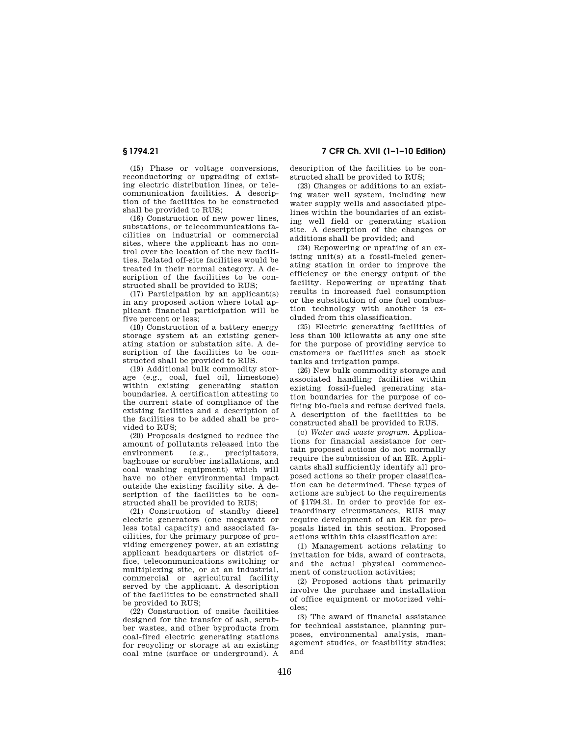(15) Phase or voltage conversions, reconductoring or upgrading of existing electric distribution lines, or telecommunication facilities. A description of the facilities to be constructed shall be provided to RUS;

(16) Construction of new power lines, substations, or telecommunications facilities on industrial or commercial sites, where the applicant has no control over the location of the new facilities. Related off-site facilities would be treated in their normal category. A description of the facilities to be constructed shall be provided to RUS;

(17) Participation by an applicant(s) in any proposed action where total applicant financial participation will be five percent or less;

(18) Construction of a battery energy storage system at an existing generating station or substation site. A description of the facilities to be constructed shall be provided to RUS.

(19) Additional bulk commodity storage (e.g., coal, fuel oil, limestone) within existing generating station boundaries. A certification attesting to the current state of compliance of the existing facilities and a description of the facilities to be added shall be provided to RUS;

(20) Proposals designed to reduce the amount of pollutants released into the environment (e.g., precipitators, baghouse or scrubber installations, and coal washing equipment) which will have no other environmental impact outside the existing facility site. A description of the facilities to be constructed shall be provided to RUS;

(21) Construction of standby diesel electric generators (one megawatt or less total capacity) and associated facilities, for the primary purpose of providing emergency power, at an existing applicant headquarters or district office, telecommunications switching or multiplexing site, or at an industrial, commercial or agricultural facility served by the applicant. A description of the facilities to be constructed shall be provided to RUS;

(22) Construction of onsite facilities designed for the transfer of ash, scrubber wastes, and other byproducts from coal-fired electric generating stations for recycling or storage at an existing coal mine (surface or underground). A description of the facilities to be constructed shall be provided to RUS;

(23) Changes or additions to an existing water well system, including new water supply wells and associated pipelines within the boundaries of an existing well field or generating station site. A description of the changes or additions shall be provided; and

(24) Repowering or uprating of an existing unit(s) at a fossil-fueled generating station in order to improve the efficiency or the energy output of the facility. Repowering or uprating that results in increased fuel consumption or the substitution of one fuel combustion technology with another is excluded from this classification.

(25) Electric generating facilities of less than 100 kilowatts at any one site for the purpose of providing service to customers or facilities such as stock tanks and irrigation pumps.

(26) New bulk commodity storage and associated handling facilities within existing fossil-fueled generating station boundaries for the purpose of co-firing bio-fuels and refuse derived fuels. A description of the facilities to be constructed shall be provided to RUS.

(c) *Water and waste program.* Applications for financial assistance for certain proposed actions do not normally require the submission of an ER. Applicants shall sufficiently identify all proposed actions so their proper classification can be determined. These types of actions are subject to the requirements of §1794.31. In order to provide for extraordinary circumstances, RUS may require development of an ER for proposals listed in this section. Proposed actions within this classification are:

(1) Management actions relating to invitation for bids, award of contracts, and the actual physical commencement of construction activities;

(2) Proposed actions that primarily involve the purchase and installation of office equipment or motorized vehicles;

(3) The award of financial assistance for technical assistance, planning purposes, environmental analysis, management studies, or feasibility studies; and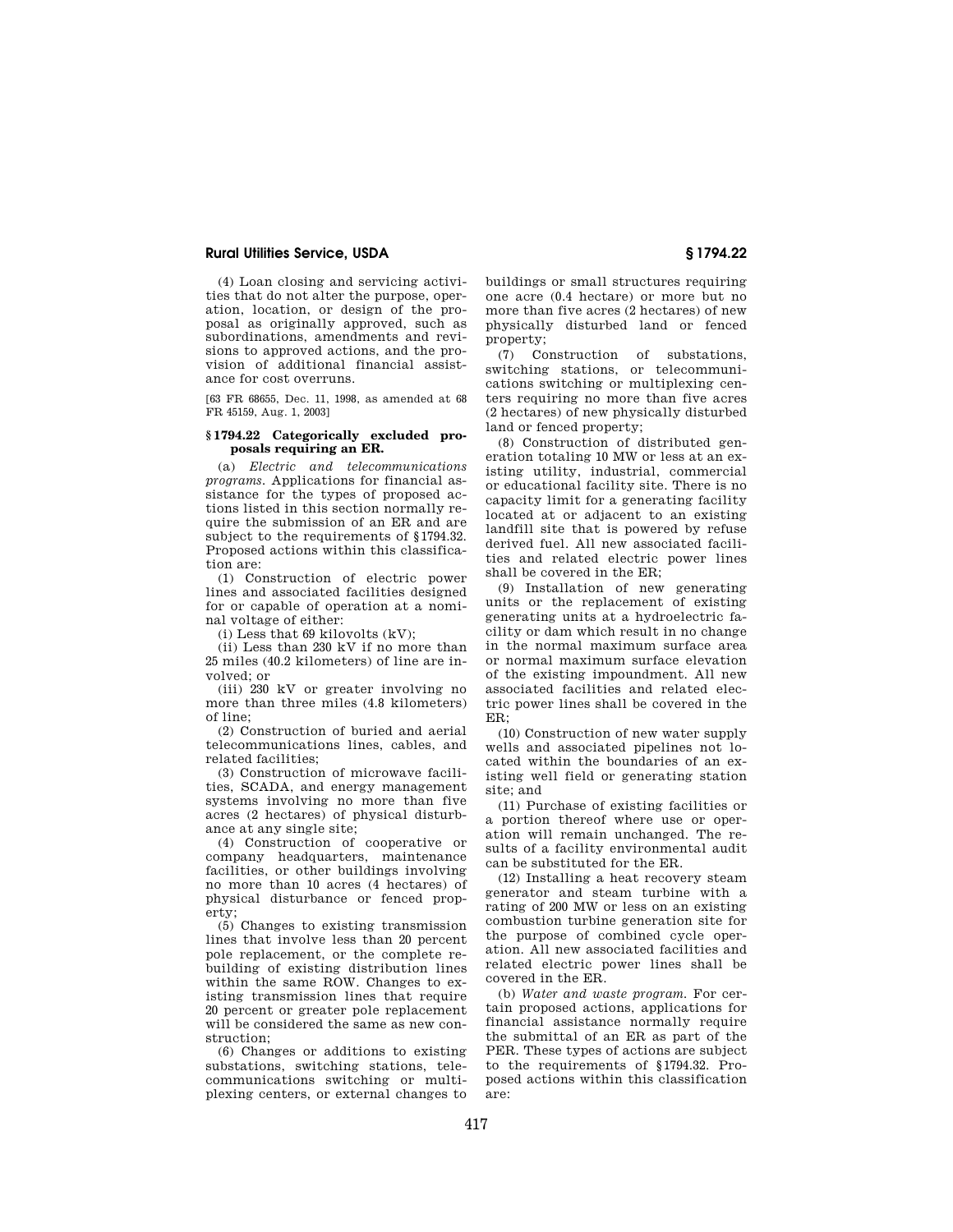(4) Loan closing and servicing activities that do not alter the purpose, operation, location, or design of the proposal as originally approved, such as subordinations, amendments and revisions to approved actions, and the provision of additional financial assistance for cost overruns.

[63 FR 68655, Dec. 11, 1998, as amended at 68 FR 45159, Aug. 1, 2003]

### § 1794.22 Categorically excluded proposals requiring an ER.

(a) *Electric and telecommunications programs.* Applications for financial assistance for the types of proposed actions listed in this section normally require the submission of an ER and are subject to the requirements of § 1794.32. Proposed actions within this classification are:

(1) Construction of electric power lines and associated facilities designed for or capable of operation at a nominal voltage of either:

(i) Less that 69 kilovolts (kV);

(ii) Less than 230 kV if no more than 25 miles (40.2 kilometers) of line are involved; or

(iii) 230 kV or greater involving no more than three miles (4.8 kilometers) of line;

(2) Construction of buried and aerial telecommunications lines, cables, and related facilities;

(3) Construction of microwave facilities, SCADA, and energy management systems involving no more than five acres (2 hectares) of physical disturbance at any single site;

(4) Construction of cooperative or company headquarters, maintenance facilities, or other buildings involving no more than 10 acres (4 hectares) of physical disturbance or fenced property;

(5) Changes to existing transmission lines that involve less than 20 percent pole replacement, or the complete rebuilding of existing distribution lines within the same ROW. Changes to existing transmission lines that require 20 percent or greater pole replacement will be considered the same as new construction;

(6) Changes or additions to existing substations, switching stations, telecommunications switching or multiplexing centers, or external changes to buildings or small structures requiring one acre (0.4 hectare) or more but no more than five acres (2 hectares) of new physically disturbed land or fenced property;

(7) Construction of substations, switching stations, or telecommunications switching or multiplexing centers requiring no more than five acres (2 hectares) of new physically disturbed land or fenced property;

(8) Construction of distributed generation totaling 10 MW or less at an existing utility, industrial, commercial or educational facility site. There is no capacity limit for a generating facility located at or adjacent to an existing landfill site that is powered by refuse derived fuel. All new associated facilities and related electric power lines shall be covered in the ER;

(9) Installation of new generating units or the replacement of existing generating units at a hydroelectric facility or dam which result in no change in the normal maximum surface area or normal maximum surface elevation of the existing impoundment. All new associated facilities and related electric power lines shall be covered in the ER;

(10) Construction of new water supply wells and associated pipelines not located within the boundaries of an existing well field or generating station site; and

(11) Purchase of existing facilities or a portion thereof where use or operation will remain unchanged. The results of a facility environmental audit can be substituted for the ER.

(12) Installing a heat recovery steam generator and steam turbine with a rating of 200 MW or less on an existing combustion turbine generation site for the purpose of combined cycle operation. All new associated facilities and related electric power lines shall be covered in the ER.

(b) *Water and waste program.* For certain proposed actions, applications for financial assistance normally require the submittal of an ER as part of the PER. These types of actions are subject to the requirements of § 1794.32. Proposed actions within this classification are: